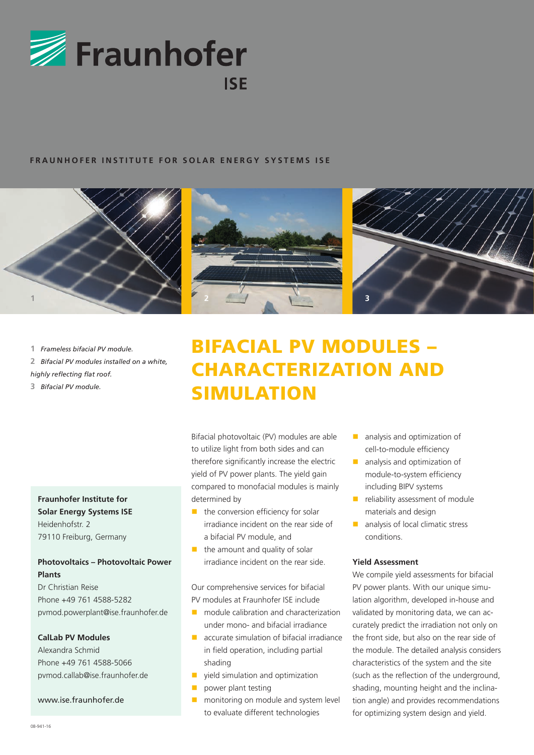Fraunhofer ISE

FRAUNHOFER INSTITUTE FOR SOLAR ENERGY SYSTEMS ISE

1 *Frameless bifacial PV module.*

2 *Bifacial PV modules installed on a white, highly reflecting flat roof.*

3 *Bifacial PV module.*

# BIFACIAL PV MODULES – CHARACTERIZATION AND SIMULATION

Bifacial photovoltaic (PV) modules are able to utilize light from both sides and can therefore significantly increase the electric yield of PV power plants. The yield gain compared to monofacial modules is mainly determined by

- the conversion efficiency for solar irradiance incident on the rear side of a bifacial PV module, and
- the amount and quality of solar irradiance incident on the rear side.

Our comprehensive services for bifacial PV modules at Fraunhofer ISE include

- module calibration and characterization under mono- and bifacial irradiance
- accurate simulation of bifacial irradiance in field operation, including partial shading
- yield simulation and optimization
- power plant testing
- monitoring on module and system level to evaluate different technologies
- analysis and optimization of cell-to-module efficiency
- analysis and optimization of module-to-system efficiency including BIPV systems
- reliability assessment of module materials and design
- analysis of local climatic stress conditions.

### Yield Assessment

We compile yield assessments for bifacial PV power plants. With our unique simulation algorithm, developed in-house and validated by monitoring data, we can accurately predict the irradiation not only on the front side, but also on the rear side of the module. The detailed analysis considers characteristics of the system and the site (such as the reflection of the underground, shading, mounting height and the inclination angle) and provides recommendations for optimizing system design and yield.

**Fraunhofer Institute for Solar Energy Systems ISE**
Heidenhofstr. 2
79110 Freiburg, Germany

**Photovoltaics – Photovoltaic Power Plants**
Dr Christian Reise
Phone +49 761 4588-5282
pvmod.powerplant@ise.fraunhofer.de

**CalLab PV Modules**
Alexandra Schmid
Phone +49 761 4588-5066
pvmod.callab@ise.fraunhofer.de

www.ise.fraunhofer.de

08-941-16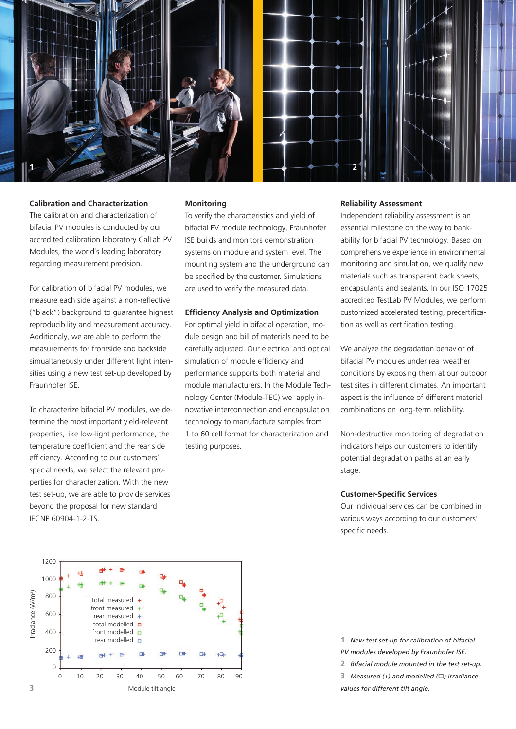## Calibration and Characterization

The calibration and characterization of bifacial PV modules is conducted by our accredited calibration laboratory CalLab PV Modules, the world´s leading laboratory regarding measurement precision.

For calibration of bifacial PV modules, we measure each side against a non-reflective ("black") background to guarantee highest reproducibility and measurement accuracy. Additionaly, we are able to perform the measurements for frontside and backside simultaneously under different light intensities using a new test set-up developed by Fraunhofer ISE.

To characterize bifacial PV modules, we determine the most important yield-relevant properties, like low-light performance, the temperature coefficient and the rear side efficiency. According to our customers' special needs, we select the relevant properties for characterization. With the new test set-up, we are able to provide services beyond the proposal for new standard IECNP 60904-1-2-TS.

## Monitoring

To verify the characteristics and yield of bifacial PV module technology, Fraunhofer ISE builds and monitors demonstration systems on module and system level. The mounting system and the underground can be specified by the customer. Simulations are used to verify the measured data.

## Efficiency Analysis and Optimization

For optimal yield in bifacial operation, module design and bill of materials need to be carefully adjusted. Our electrical and optical simulation of module efficiency and performance supports both material and module manufacturers. In the Module Technology Center (Module-TEC) we apply innovative interconnection and encapsulation technology to manufacture samples from 1 to 60 cell format for characterization and testing purposes.

## Reliability Assessment

Independent reliability assessment is an essential milestone on the way to bankability for bifacial PV technology. Based on comprehensive experience in environmental monitoring and simulation, we qualify new materials such as transparent back sheets, encapsulants and sealants. In our ISO 17025 accredited TestLab PV Modules, we perform customized accelerated testing, precertification as well as certification testing.

We analyze the degradation behavior of bifacial PV modules under real weather conditions by exposing them at our outdoor test sites in different climates. An important aspect is the influence of different material combinations on long-term reliability.

Non-destructive monitoring of degradation indicators helps our customers to identify potential degradation paths at an early stage.

## Customer-Specific Services

Our individual services can be combined in various ways according to our customers' specific needs.

Irradiance (W/m²)
1200
1000
800
600
400
200
0
total measured +
front measured +
rear measured +
total modelled □
front modelled □
rear modelled □
0 10 20 30 40 50 60 70 80 90
Module tilt angle

1 *New test set-up for calibration of bifacial PV modules developed by Fraunhofer ISE.*

2 *Bifacial module mounted in the test set-up.*

3 *Measured (+) and modelled (□) irradiance values for different tilt angle.*